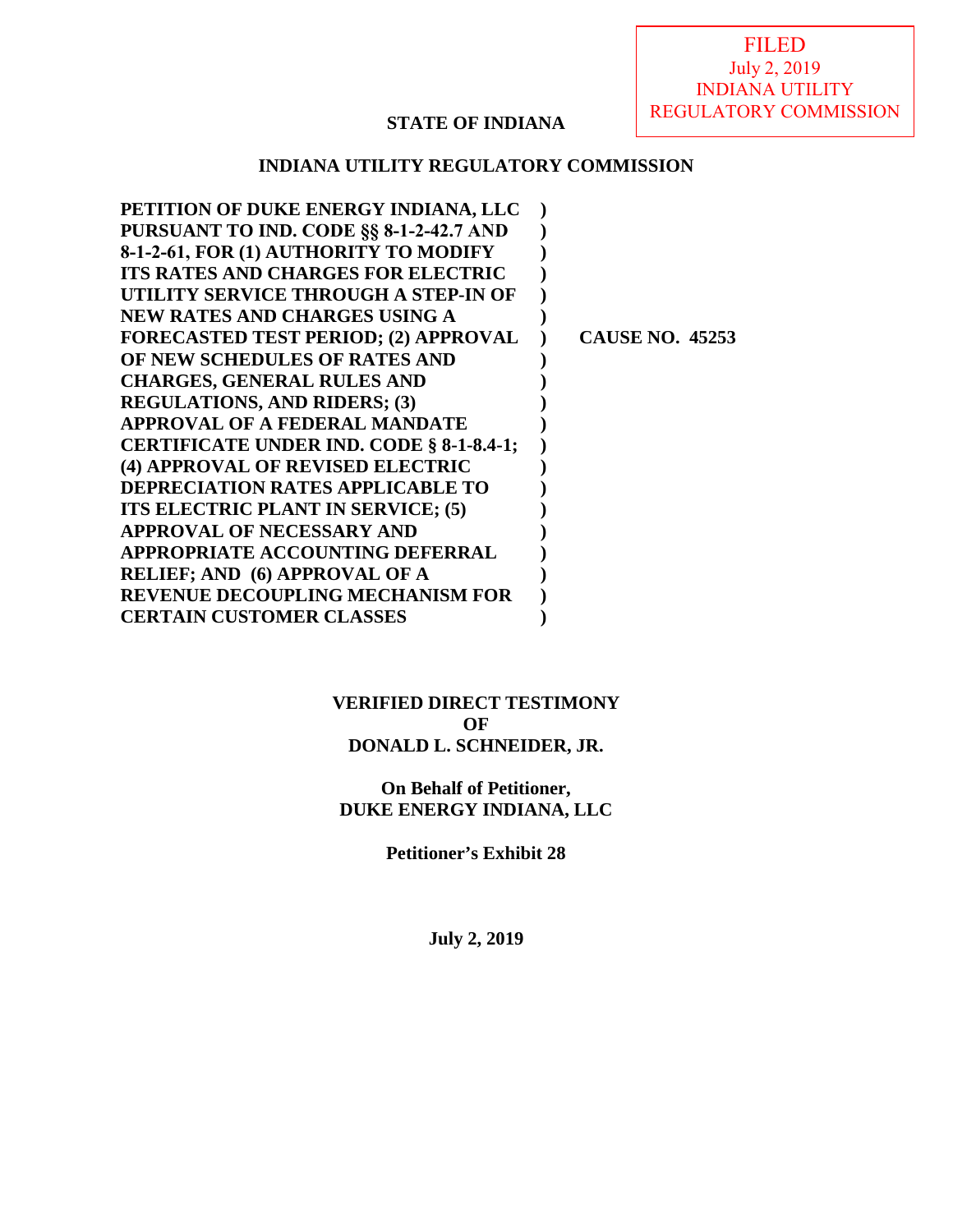FILED
July 2, 2019
INDIANA UTILITY
REGULATORY COMMISSION

**STATE OF INDIANA**

**INDIANA UTILITY REGULATORY COMMISSION**

| | | |
|---|---|---|
| **PETITION OF DUKE ENERGY INDIANA, LLC PURSUANT TO IND. CODE §§ 8-1-2-42.7 AND 8-1-2-61, FOR (1) AUTHORITY TO MODIFY ITS RATES AND CHARGES FOR ELECTRIC UTILITY SERVICE THROUGH A STEP-IN OF NEW RATES AND CHARGES USING A FORECASTED TEST PERIOD; (2) APPROVAL OF NEW SCHEDULES OF RATES AND CHARGES, GENERAL RULES AND REGULATIONS, AND RIDERS; (3) APPROVAL OF A FEDERAL MANDATE CERTIFICATE UNDER IND. CODE § 8-1-8.4-1; (4) APPROVAL OF REVISED ELECTRIC DEPRECIATION RATES APPLICABLE TO ITS ELECTRIC PLANT IN SERVICE; (5) APPROVAL OF NECESSARY AND APPROPRIATE ACCOUNTING DEFERRAL RELIEF; AND (6) APPROVAL OF A REVENUE DECOUPLING MECHANISM FOR CERTAIN CUSTOMER CLASSES** | **)** | **CAUSE NO. 45253** |

**VERIFIED DIRECT TESTIMONY**
**OF**
**DONALD L. SCHNEIDER, JR.**

**On Behalf of Petitioner,**
**DUKE ENERGY INDIANA, LLC**

**Petitioner's Exhibit 28**

**July 2, 2019**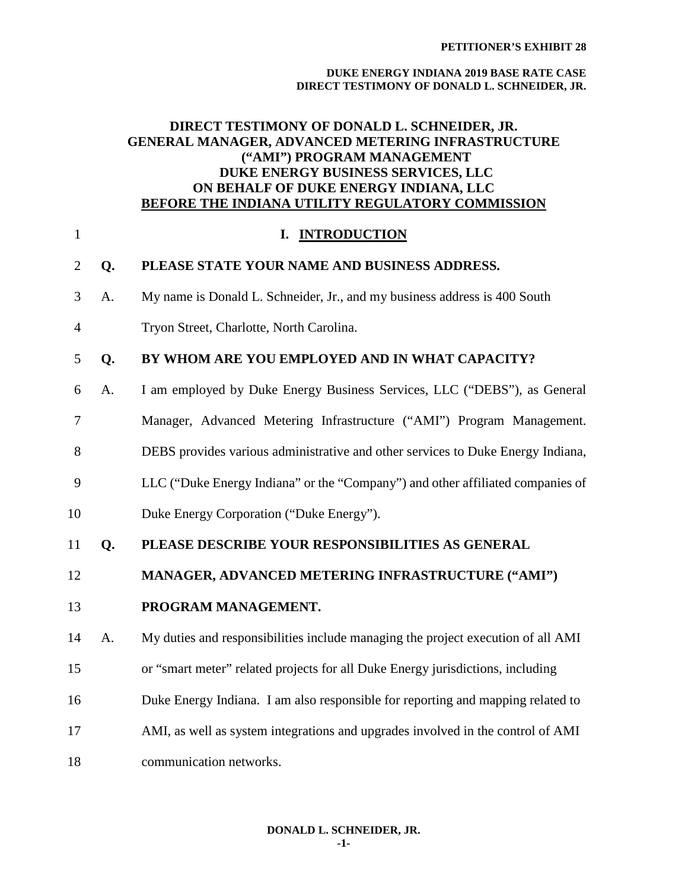**PETITIONER'S EXHIBIT 28**

**DUKE ENERGY INDIANA 2019 BASE RATE CASE**
**DIRECT TESTIMONY OF DONALD L. SCHNEIDER, JR.**

# DIRECT TESTIMONY OF DONALD L. SCHNEIDER, JR.
# GENERAL MANAGER, ADVANCED METERING INFRASTRUCTURE ("AMI") PROGRAM MANAGEMENT
# DUKE ENERGY BUSINESS SERVICES, LLC
# ON BEHALF OF DUKE ENERGY INDIANA, LLC
# BEFORE THE INDIANA UTILITY REGULATORY COMMISSION

## I. INTRODUCTION

**Q. PLEASE STATE YOUR NAME AND BUSINESS ADDRESS.**

A. My name is Donald L. Schneider, Jr., and my business address is 400 South Tryon Street, Charlotte, North Carolina.

**Q. BY WHOM ARE YOU EMPLOYED AND IN WHAT CAPACITY?**

A. I am employed by Duke Energy Business Services, LLC ("DEBS"), as General Manager, Advanced Metering Infrastructure ("AMI") Program Management. DEBS provides various administrative and other services to Duke Energy Indiana, LLC ("Duke Energy Indiana" or the "Company") and other affiliated companies of Duke Energy Corporation ("Duke Energy").

**Q. PLEASE DESCRIBE YOUR RESPONSIBILITIES AS GENERAL MANAGER, ADVANCED METERING INFRASTRUCTURE ("AMI") PROGRAM MANAGEMENT.**

A. My duties and responsibilities include managing the project execution of all AMI or "smart meter" related projects for all Duke Energy jurisdictions, including Duke Energy Indiana. I am also responsible for reporting and mapping related to AMI, as well as system integrations and upgrades involved in the control of AMI communication networks.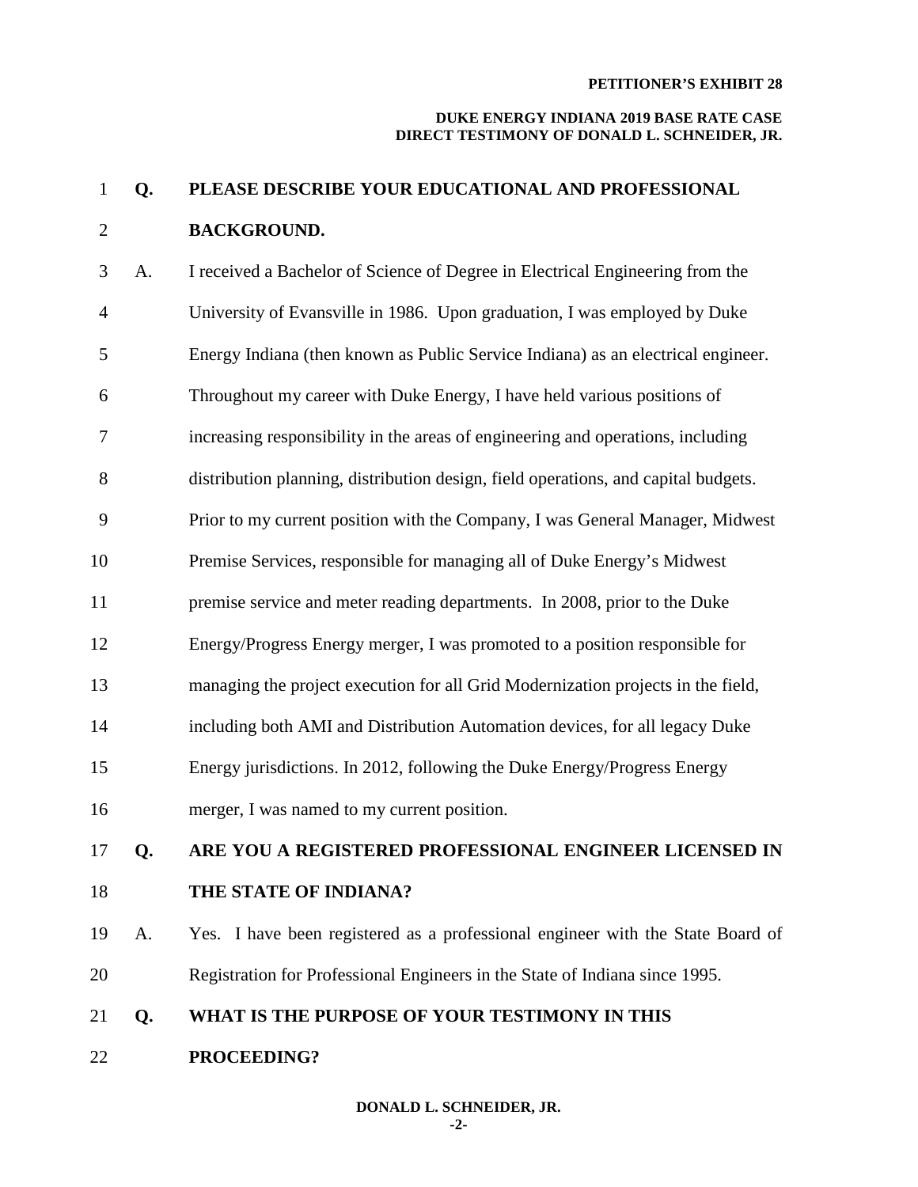**Q. PLEASE DESCRIBE YOUR EDUCATIONAL AND PROFESSIONAL BACKGROUND.**

A. I received a Bachelor of Science of Degree in Electrical Engineering from the University of Evansville in 1986. Upon graduation, I was employed by Duke Energy Indiana (then known as Public Service Indiana) as an electrical engineer. Throughout my career with Duke Energy, I have held various positions of increasing responsibility in the areas of engineering and operations, including distribution planning, distribution design, field operations, and capital budgets. Prior to my current position with the Company, I was General Manager, Midwest Premise Services, responsible for managing all of Duke Energy's Midwest premise service and meter reading departments. In 2008, prior to the Duke Energy/Progress Energy merger, I was promoted to a position responsible for managing the project execution for all Grid Modernization projects in the field, including both AMI and Distribution Automation devices, for all legacy Duke Energy jurisdictions. In 2012, following the Duke Energy/Progress Energy merger, I was named to my current position.

**Q. ARE YOU A REGISTERED PROFESSIONAL ENGINEER LICENSED IN THE STATE OF INDIANA?**

A. Yes. I have been registered as a professional engineer with the State Board of Registration for Professional Engineers in the State of Indiana since 1995.

**Q. WHAT IS THE PURPOSE OF YOUR TESTIMONY IN THIS PROCEEDING?**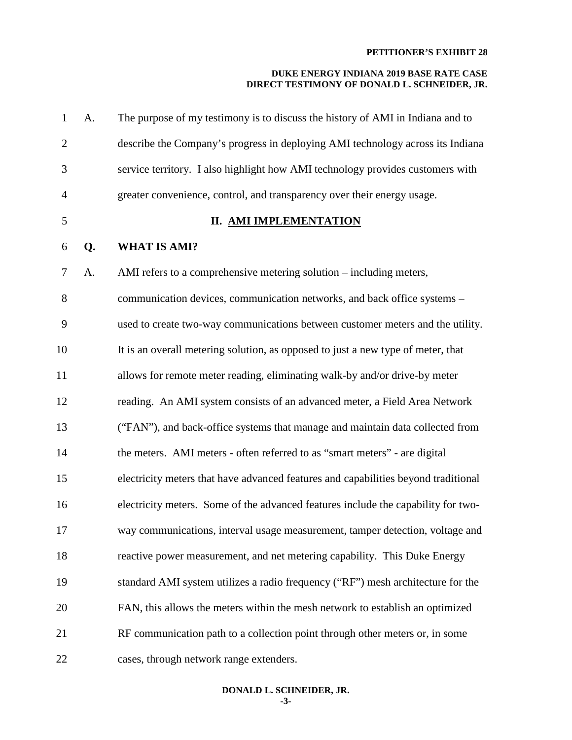A. The purpose of my testimony is to discuss the history of AMI in Indiana and to describe the Company's progress in deploying AMI technology across its Indiana service territory. I also highlight how AMI technology provides customers with greater convenience, control, and transparency over their energy usage.

## II. AMI IMPLEMENTATION

**Q. WHAT IS AMI?**

A. AMI refers to a comprehensive metering solution – including meters, communication devices, communication networks, and back office systems – used to create two-way communications between customer meters and the utility. It is an overall metering solution, as opposed to just a new type of meter, that allows for remote meter reading, eliminating walk-by and/or drive-by meter reading. An AMI system consists of an advanced meter, a Field Area Network ("FAN"), and back-office systems that manage and maintain data collected from the meters. AMI meters - often referred to as "smart meters" - are digital electricity meters that have advanced features and capabilities beyond traditional electricity meters. Some of the advanced features include the capability for two-way communications, interval usage measurement, tamper detection, voltage and reactive power measurement, and net metering capability. This Duke Energy standard AMI system utilizes a radio frequency ("RF") mesh architecture for the FAN, this allows the meters within the mesh network to establish an optimized RF communication path to a collection point through other meters or, in some cases, through network range extenders.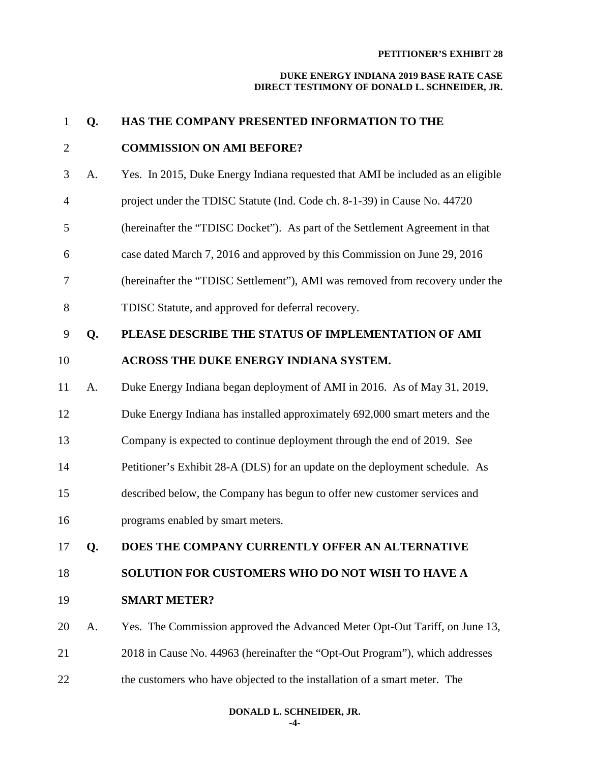**Q. HAS THE COMPANY PRESENTED INFORMATION TO THE COMMISSION ON AMI BEFORE?**

A. Yes. In 2015, Duke Energy Indiana requested that AMI be included as an eligible project under the TDISC Statute (Ind. Code ch. 8-1-39) in Cause No. 44720 (hereinafter the "TDISC Docket"). As part of the Settlement Agreement in that case dated March 7, 2016 and approved by this Commission on June 29, 2016 (hereinafter the "TDISC Settlement"), AMI was removed from recovery under the TDISC Statute, and approved for deferral recovery.

**Q. PLEASE DESCRIBE THE STATUS OF IMPLEMENTATION OF AMI ACROSS THE DUKE ENERGY INDIANA SYSTEM.**

A. Duke Energy Indiana began deployment of AMI in 2016. As of May 31, 2019, Duke Energy Indiana has installed approximately 692,000 smart meters and the Company is expected to continue deployment through the end of 2019. See Petitioner's Exhibit 28-A (DLS) for an update on the deployment schedule. As described below, the Company has begun to offer new customer services and programs enabled by smart meters.

**Q. DOES THE COMPANY CURRENTLY OFFER AN ALTERNATIVE SOLUTION FOR CUSTOMERS WHO DO NOT WISH TO HAVE A SMART METER?**

A. Yes. The Commission approved the Advanced Meter Opt-Out Tariff, on June 13, 2018 in Cause No. 44963 (hereinafter the "Opt-Out Program"), which addresses the customers who have objected to the installation of a smart meter. The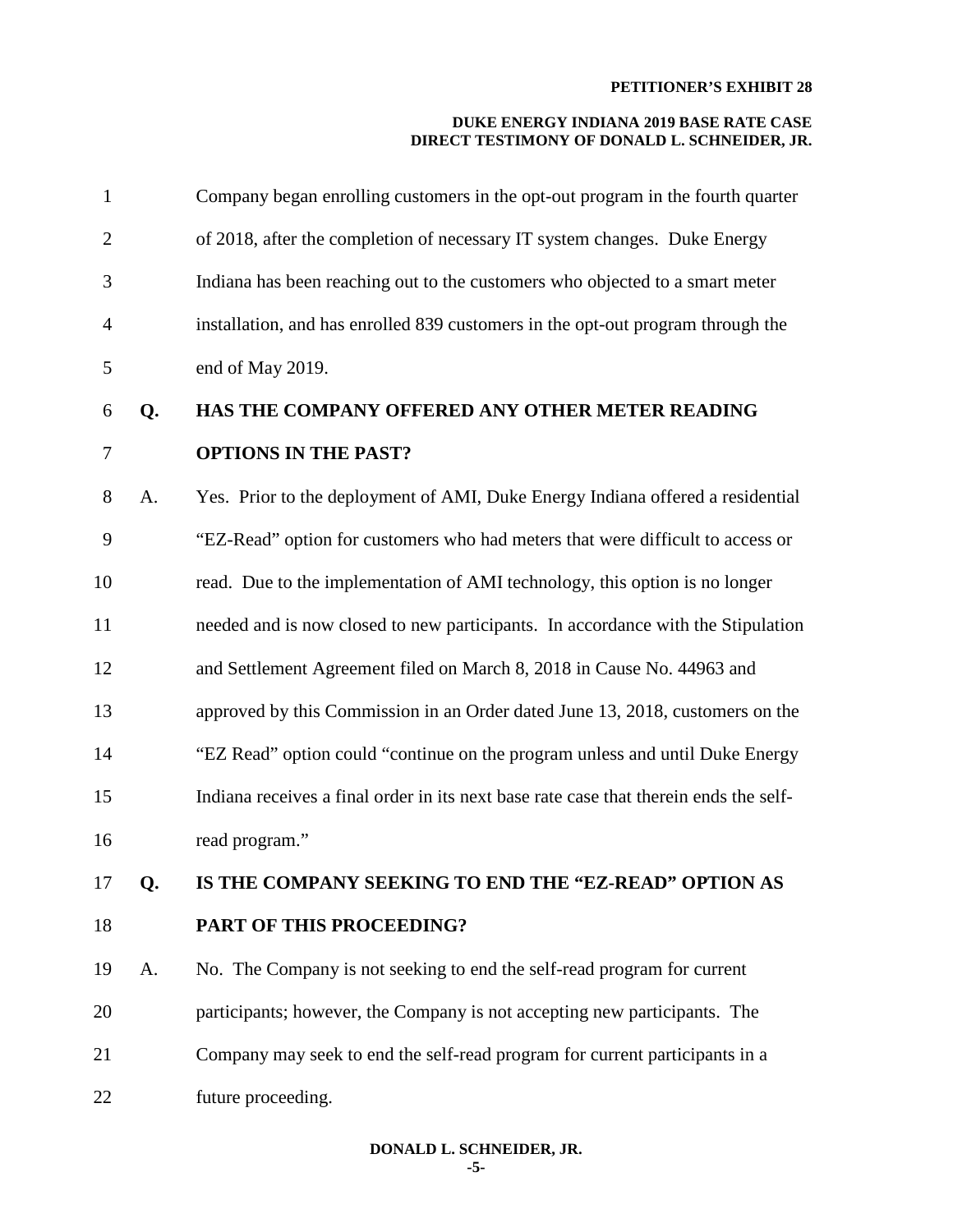Company began enrolling customers in the opt-out program in the fourth quarter of 2018, after the completion of necessary IT system changes. Duke Energy Indiana has been reaching out to the customers who objected to a smart meter installation, and has enrolled 839 customers in the opt-out program through the end of May 2019.

**Q. HAS THE COMPANY OFFERED ANY OTHER METER READING OPTIONS IN THE PAST?**

A. Yes. Prior to the deployment of AMI, Duke Energy Indiana offered a residential "EZ-Read" option for customers who had meters that were difficult to access or read. Due to the implementation of AMI technology, this option is no longer needed and is now closed to new participants. In accordance with the Stipulation and Settlement Agreement filed on March 8, 2018 in Cause No. 44963 and approved by this Commission in an Order dated June 13, 2018, customers on the "EZ Read" option could "continue on the program unless and until Duke Energy Indiana receives a final order in its next base rate case that therein ends the self-read program."

**Q. IS THE COMPANY SEEKING TO END THE "EZ-READ" OPTION AS PART OF THIS PROCEEDING?**

A. No. The Company is not seeking to end the self-read program for current participants; however, the Company is not accepting new participants. The Company may seek to end the self-read program for current participants in a future proceeding.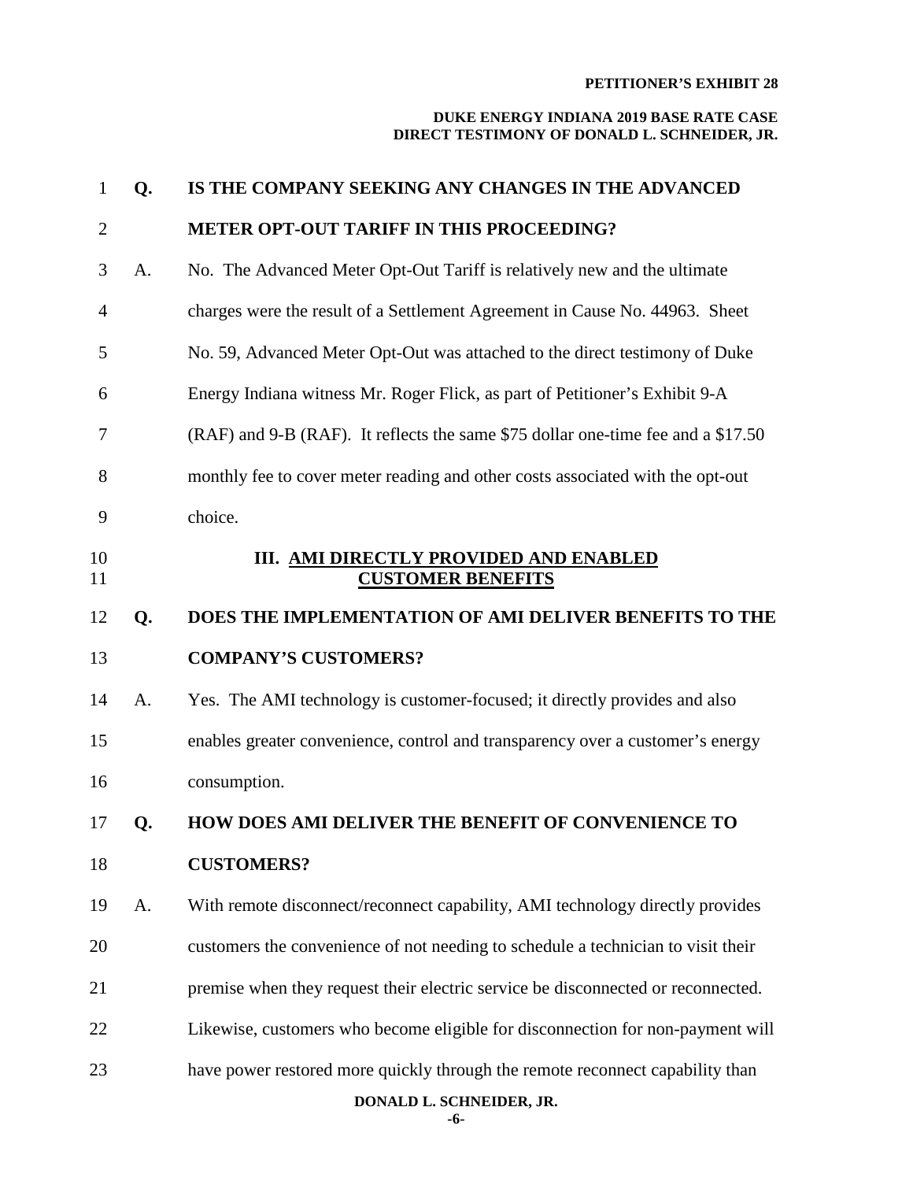**Q. IS THE COMPANY SEEKING ANY CHANGES IN THE ADVANCED METER OPT-OUT TARIFF IN THIS PROCEEDING?**

A. No. The Advanced Meter Opt-Out Tariff is relatively new and the ultimate charges were the result of a Settlement Agreement in Cause No. 44963. Sheet No. 59, Advanced Meter Opt-Out was attached to the direct testimony of Duke Energy Indiana witness Mr. Roger Flick, as part of Petitioner's Exhibit 9-A (RAF) and 9-B (RAF). It reflects the same $75 dollar one-time fee and a $17.50 monthly fee to cover meter reading and other costs associated with the opt-out choice.

## III. AMI DIRECTLY PROVIDED AND ENABLED CUSTOMER BENEFITS

**Q. DOES THE IMPLEMENTATION OF AMI DELIVER BENEFITS TO THE COMPANY'S CUSTOMERS?**

A. Yes. The AMI technology is customer-focused; it directly provides and also enables greater convenience, control and transparency over a customer's energy consumption.

**Q. HOW DOES AMI DELIVER THE BENEFIT OF CONVENIENCE TO CUSTOMERS?**

A. With remote disconnect/reconnect capability, AMI technology directly provides customers the convenience of not needing to schedule a technician to visit their premise when they request their electric service be disconnected or reconnected. Likewise, customers who become eligible for disconnection for non-payment will have power restored more quickly through the remote reconnect capability than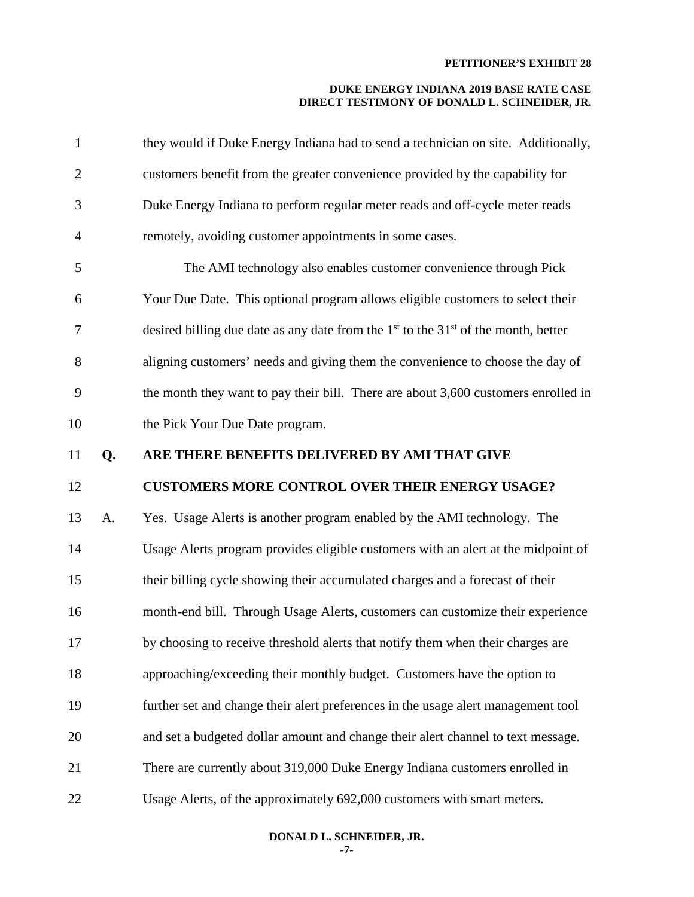they would if Duke Energy Indiana had to send a technician on site. Additionally, customers benefit from the greater convenience provided by the capability for Duke Energy Indiana to perform regular meter reads and off-cycle meter reads remotely, avoiding customer appointments in some cases.

The AMI technology also enables customer convenience through Pick Your Due Date. This optional program allows eligible customers to select their desired billing due date as any date from the 1st to the 31st of the month, better aligning customers' needs and giving them the convenience to choose the day of the month they want to pay their bill. There are about 3,600 customers enrolled in the Pick Your Due Date program.

**Q. ARE THERE BENEFITS DELIVERED BY AMI THAT GIVE CUSTOMERS MORE CONTROL OVER THEIR ENERGY USAGE?**

A. Yes. Usage Alerts is another program enabled by the AMI technology. The Usage Alerts program provides eligible customers with an alert at the midpoint of their billing cycle showing their accumulated charges and a forecast of their month-end bill. Through Usage Alerts, customers can customize their experience by choosing to receive threshold alerts that notify them when their charges are approaching/exceeding their monthly budget. Customers have the option to further set and change their alert preferences in the usage alert management tool and set a budgeted dollar amount and change their alert channel to text message. There are currently about 319,000 Duke Energy Indiana customers enrolled in Usage Alerts, of the approximately 692,000 customers with smart meters.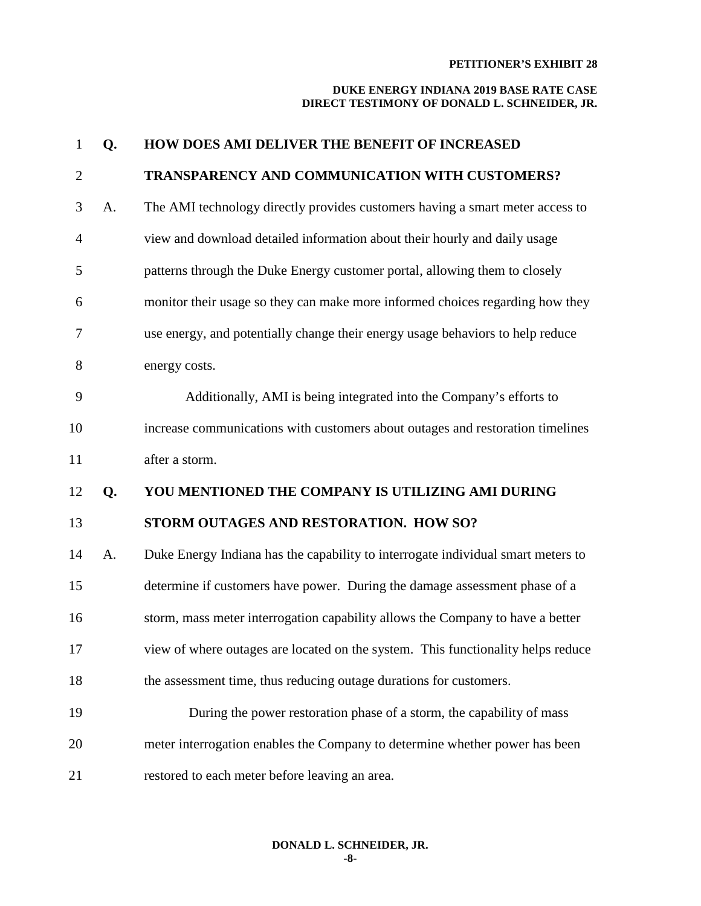**Q. HOW DOES AMI DELIVER THE BENEFIT OF INCREASED TRANSPARENCY AND COMMUNICATION WITH CUSTOMERS?**

A. The AMI technology directly provides customers having a smart meter access to view and download detailed information about their hourly and daily usage patterns through the Duke Energy customer portal, allowing them to closely monitor their usage so they can make more informed choices regarding how they use energy, and potentially change their energy usage behaviors to help reduce energy costs.

Additionally, AMI is being integrated into the Company's efforts to increase communications with customers about outages and restoration timelines after a storm.

**Q. YOU MENTIONED THE COMPANY IS UTILIZING AMI DURING STORM OUTAGES AND RESTORATION. HOW SO?**

A. Duke Energy Indiana has the capability to interrogate individual smart meters to determine if customers have power. During the damage assessment phase of a storm, mass meter interrogation capability allows the Company to have a better view of where outages are located on the system. This functionality helps reduce the assessment time, thus reducing outage durations for customers.

During the power restoration phase of a storm, the capability of mass meter interrogation enables the Company to determine whether power has been restored to each meter before leaving an area.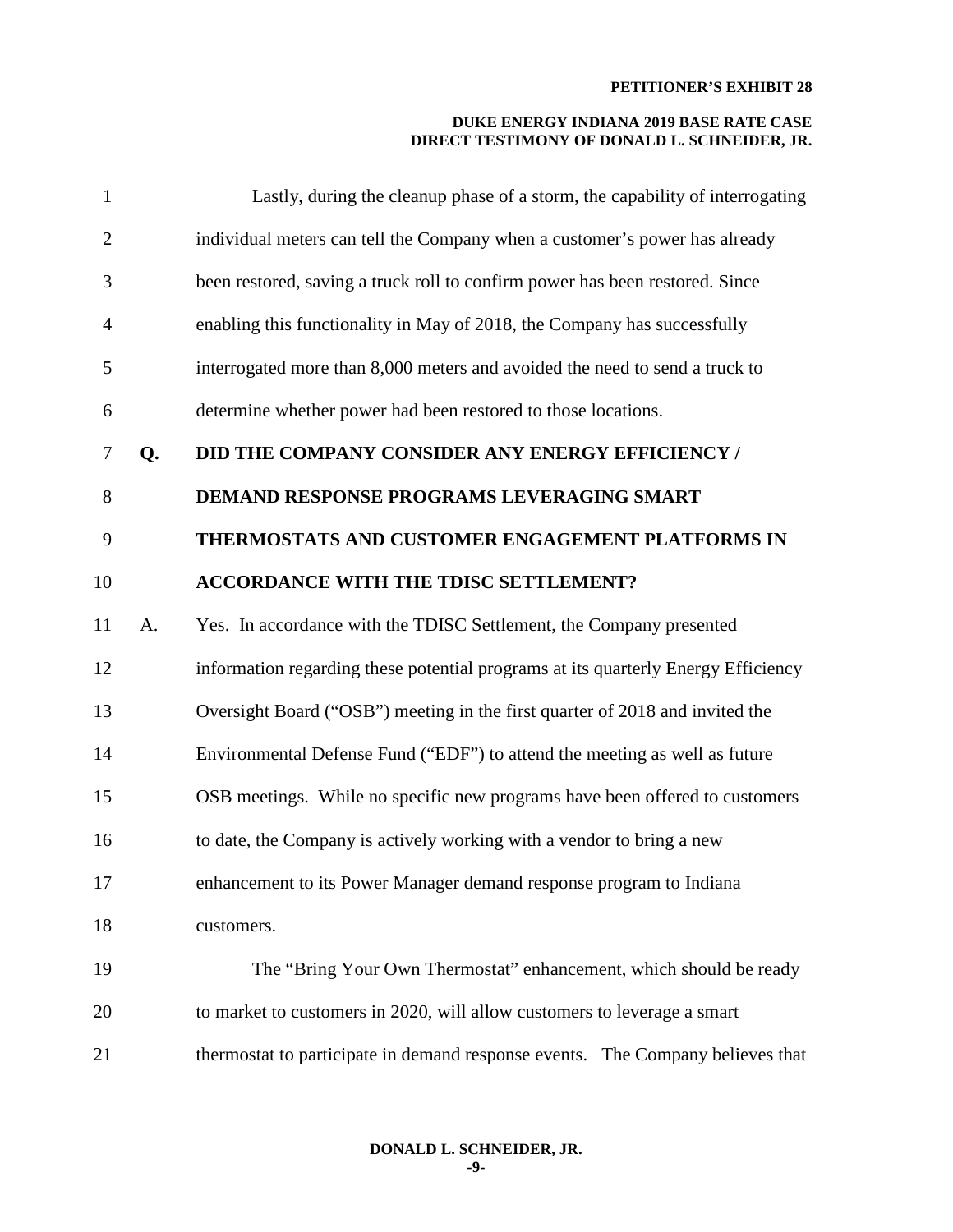Lastly, during the cleanup phase of a storm, the capability of interrogating individual meters can tell the Company when a customer's power has already been restored, saving a truck roll to confirm power has been restored. Since enabling this functionality in May of 2018, the Company has successfully interrogated more than 8,000 meters and avoided the need to send a truck to determine whether power had been restored to those locations.

**Q. DID THE COMPANY CONSIDER ANY ENERGY EFFICIENCY / DEMAND RESPONSE PROGRAMS LEVERAGING SMART THERMOSTATS AND CUSTOMER ENGAGEMENT PLATFORMS IN ACCORDANCE WITH THE TDISC SETTLEMENT?**

A. Yes. In accordance with the TDISC Settlement, the Company presented information regarding these potential programs at its quarterly Energy Efficiency Oversight Board ("OSB") meeting in the first quarter of 2018 and invited the Environmental Defense Fund ("EDF") to attend the meeting as well as future OSB meetings. While no specific new programs have been offered to customers to date, the Company is actively working with a vendor to bring a new enhancement to its Power Manager demand response program to Indiana customers.

The "Bring Your Own Thermostat" enhancement, which should be ready to market to customers in 2020, will allow customers to leverage a smart thermostat to participate in demand response events. The Company believes that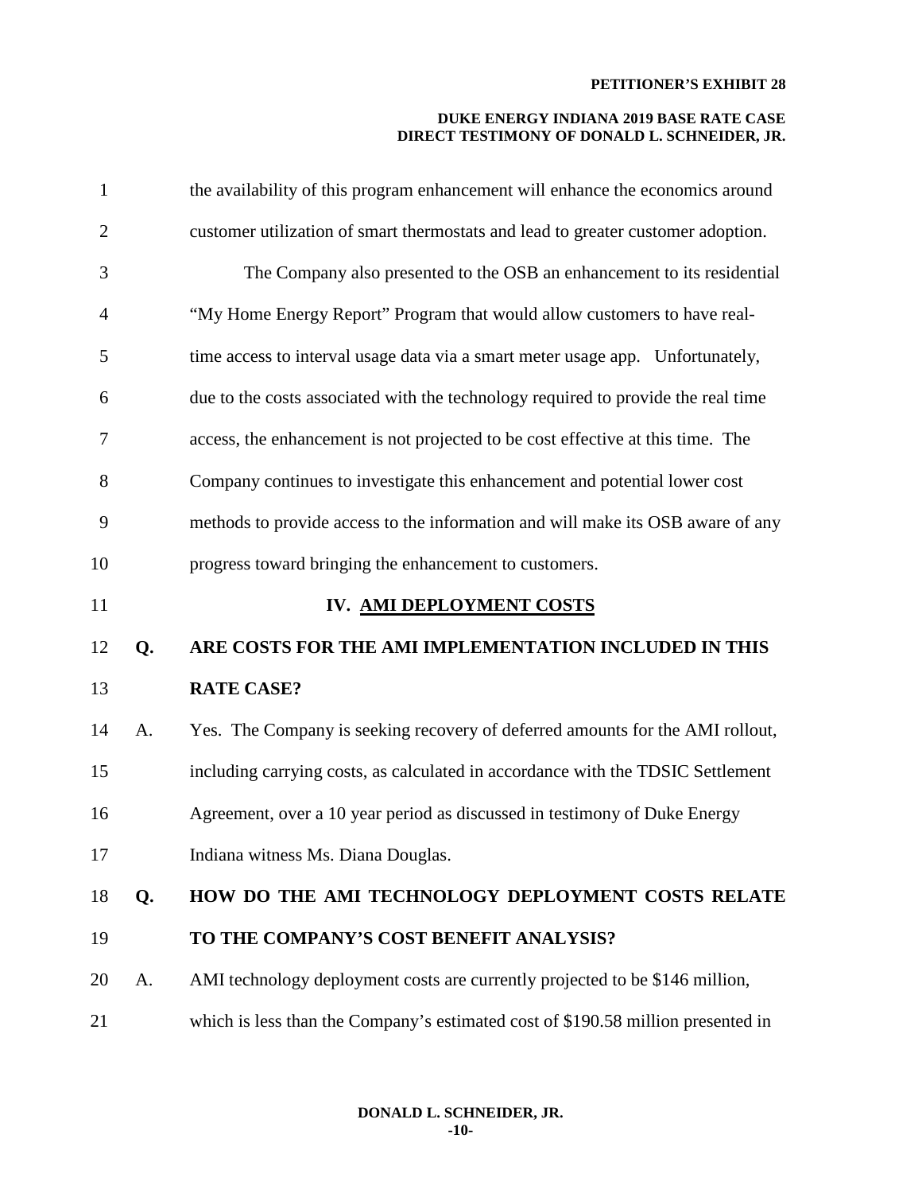the availability of this program enhancement will enhance the economics around customer utilization of smart thermostats and lead to greater customer adoption.

The Company also presented to the OSB an enhancement to its residential "My Home Energy Report" Program that would allow customers to have real-time access to interval usage data via a smart meter usage app. Unfortunately, due to the costs associated with the technology required to provide the real time access, the enhancement is not projected to be cost effective at this time. The Company continues to investigate this enhancement and potential lower cost methods to provide access to the information and will make its OSB aware of any progress toward bringing the enhancement to customers.

## IV. AMI DEPLOYMENT COSTS

**Q. ARE COSTS FOR THE AMI IMPLEMENTATION INCLUDED IN THIS RATE CASE?**

A. Yes. The Company is seeking recovery of deferred amounts for the AMI rollout, including carrying costs, as calculated in accordance with the TDSIC Settlement Agreement, over a 10 year period as discussed in testimony of Duke Energy Indiana witness Ms. Diana Douglas.

**Q. HOW DO THE AMI TECHNOLOGY DEPLOYMENT COSTS RELATE TO THE COMPANY'S COST BENEFIT ANALYSIS?**

A. AMI technology deployment costs are currently projected to be $146 million, which is less than the Company's estimated cost of $190.58 million presented in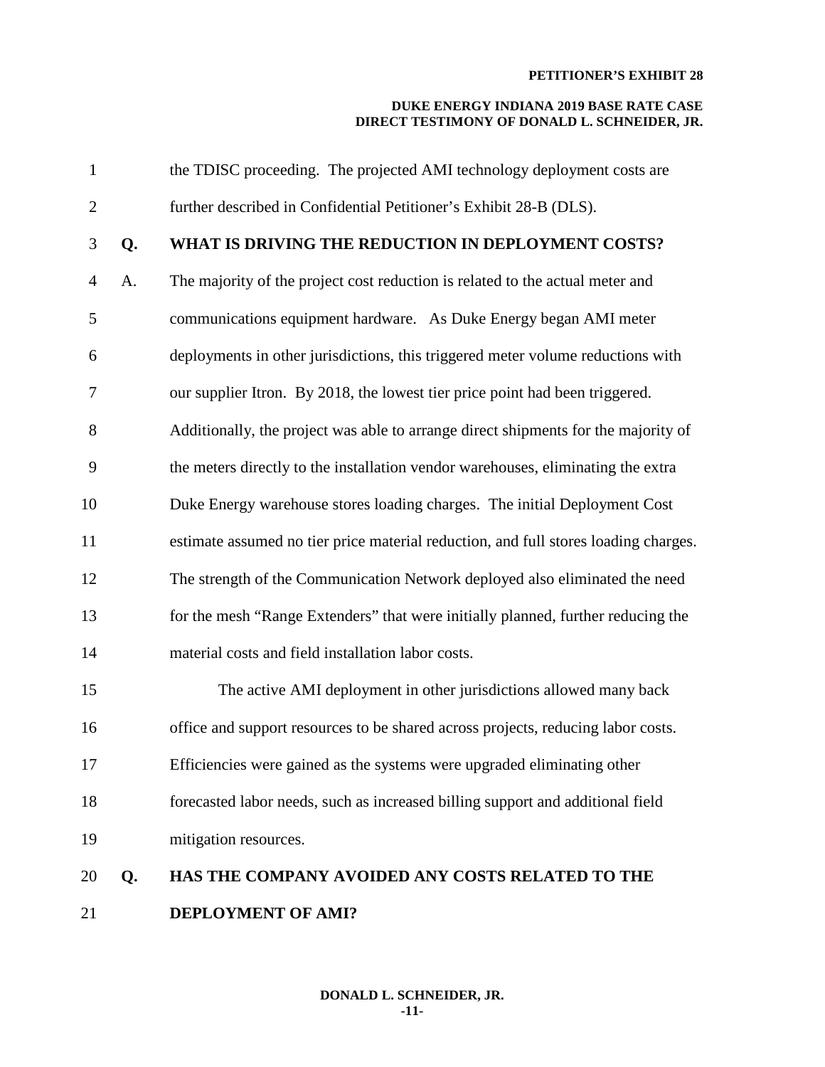the TDISC proceeding. The projected AMI technology deployment costs are further described in Confidential Petitioner's Exhibit 28-B (DLS).

**Q. WHAT IS DRIVING THE REDUCTION IN DEPLOYMENT COSTS?**

A. The majority of the project cost reduction is related to the actual meter and communications equipment hardware. As Duke Energy began AMI meter deployments in other jurisdictions, this triggered meter volume reductions with our supplier Itron. By 2018, the lowest tier price point had been triggered. Additionally, the project was able to arrange direct shipments for the majority of the meters directly to the installation vendor warehouses, eliminating the extra Duke Energy warehouse stores loading charges. The initial Deployment Cost estimate assumed no tier price material reduction, and full stores loading charges. The strength of the Communication Network deployed also eliminated the need for the mesh "Range Extenders" that were initially planned, further reducing the material costs and field installation labor costs.

The active AMI deployment in other jurisdictions allowed many back office and support resources to be shared across projects, reducing labor costs. Efficiencies were gained as the systems were upgraded eliminating other forecasted labor needs, such as increased billing support and additional field mitigation resources.

**Q. HAS THE COMPANY AVOIDED ANY COSTS RELATED TO THE DEPLOYMENT OF AMI?**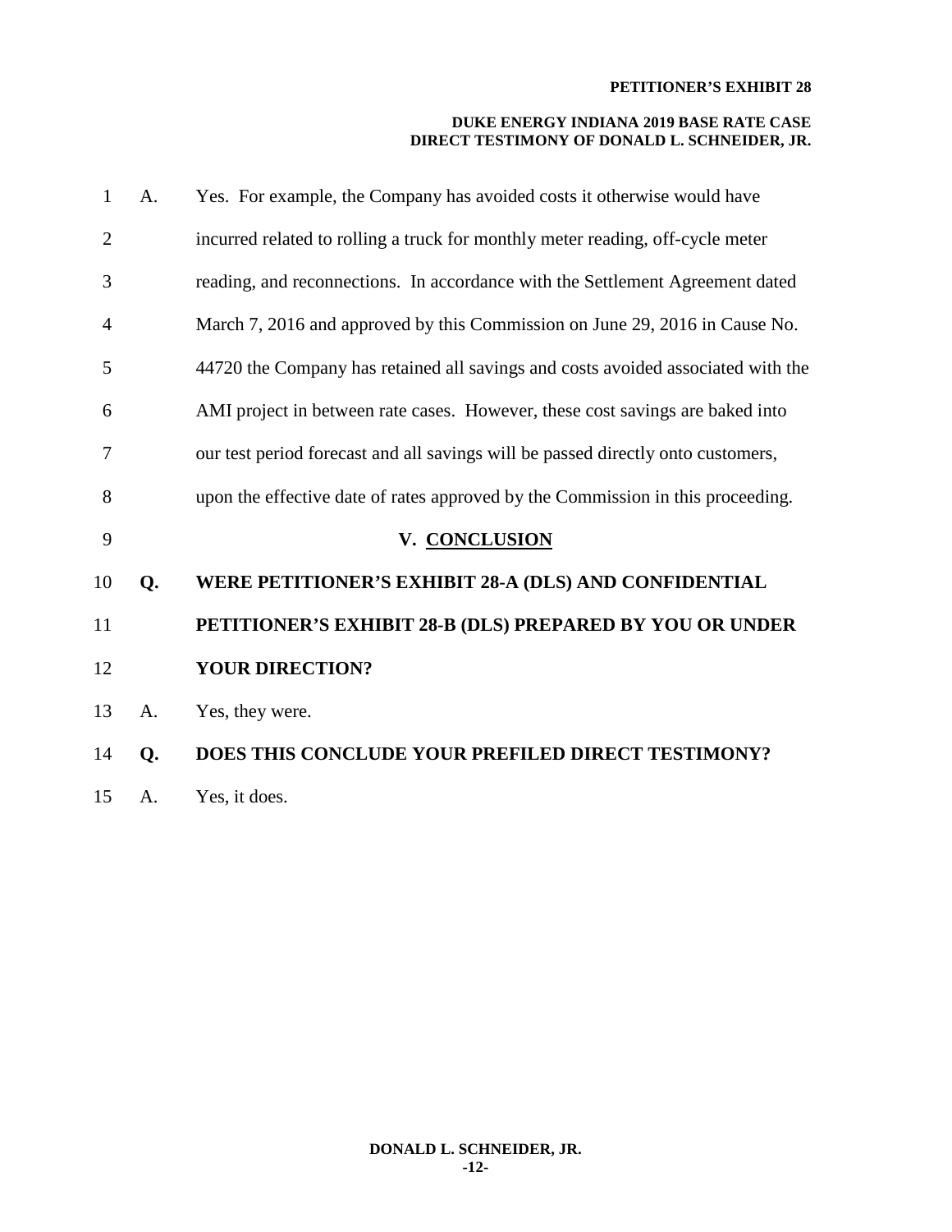A. Yes. For example, the Company has avoided costs it otherwise would have incurred related to rolling a truck for monthly meter reading, off-cycle meter reading, and reconnections. In accordance with the Settlement Agreement dated March 7, 2016 and approved by this Commission on June 29, 2016 in Cause No. 44720 the Company has retained all savings and costs avoided associated with the AMI project in between rate cases. However, these cost savings are baked into our test period forecast and all savings will be passed directly onto customers, upon the effective date of rates approved by the Commission in this proceeding.

## V. CONCLUSION

**Q. WERE PETITIONER'S EXHIBIT 28-A (DLS) AND CONFIDENTIAL PETITIONER'S EXHIBIT 28-B (DLS) PREPARED BY YOU OR UNDER YOUR DIRECTION?**

A. Yes, they were.

**Q. DOES THIS CONCLUDE YOUR PREFILED DIRECT TESTIMONY?**

A. Yes, it does.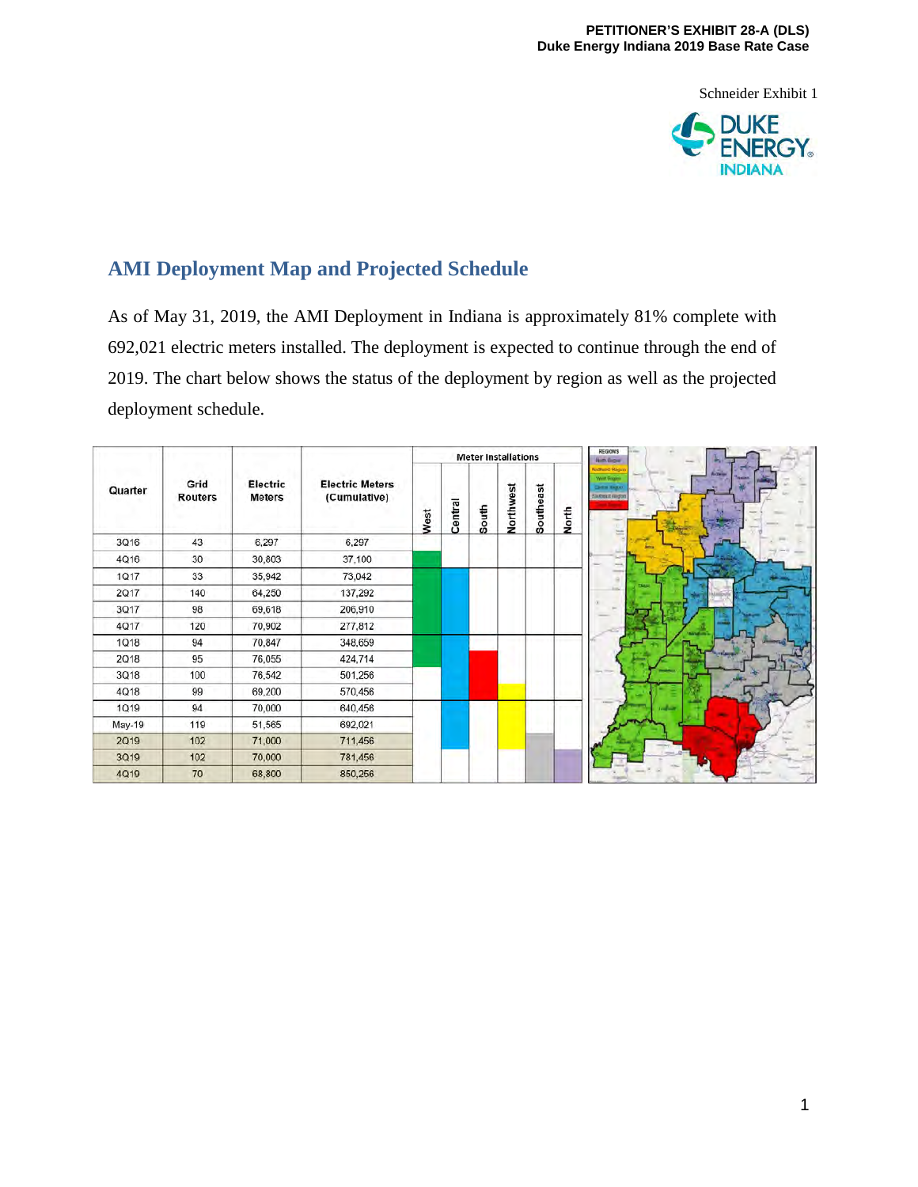Schneider Exhibit 1

## AMI Deployment Map and Projected Schedule

As of May 31, 2019, the AMI Deployment in Indiana is approximately 81% complete with 692,021 electric meters installed. The deployment is expected to continue through the end of 2019. The chart below shows the status of the deployment by region as well as the projected deployment schedule.

| Quarter | Grid Routers | Electric Meters | Electric Meters (Cumulative) | Meter Installations | | | | | |
|---|---|---|---|---|---|---|---|---|---|
| | | | | West | Central | South | Northwest | Southeast | North |
| 3Q16 | 43 | 6,297 | 6,297 | | | | | | |
| 4Q16 | 30 | 30,803 | 37,100 | | | | | | |
| 1Q17 | 33 | 35,942 | 73,042 | | | | | | |
| 2Q17 | 140 | 64,250 | 137,292 | | | | | | |
| 3Q17 | 98 | 69,618 | 206,910 | | | | | | |
| 4Q17 | 120 | 70,902 | 277,812 | | | | | | |
| 1Q18 | 94 | 70,847 | 348,659 | | | | | | |
| 2Q18 | 95 | 76,055 | 424,714 | | | | | | |
| 3Q18 | 100 | 76,542 | 501,256 | | | | | | |
| 4Q18 | 99 | 69,200 | 570,456 | | | | | | |
| 1Q19 | 94 | 70,000 | 640,456 | | | | | | |
| May-19 | 119 | 51,565 | 692,021 | | | | | | |
| 2Q19 | 102 | 71,000 | 711,456 | | | | | | |
| 3Q19 | 102 | 70,000 | 781,456 | | | | | | |
| 4Q19 | 70 | 68,800 | 850,256 | | | | | | |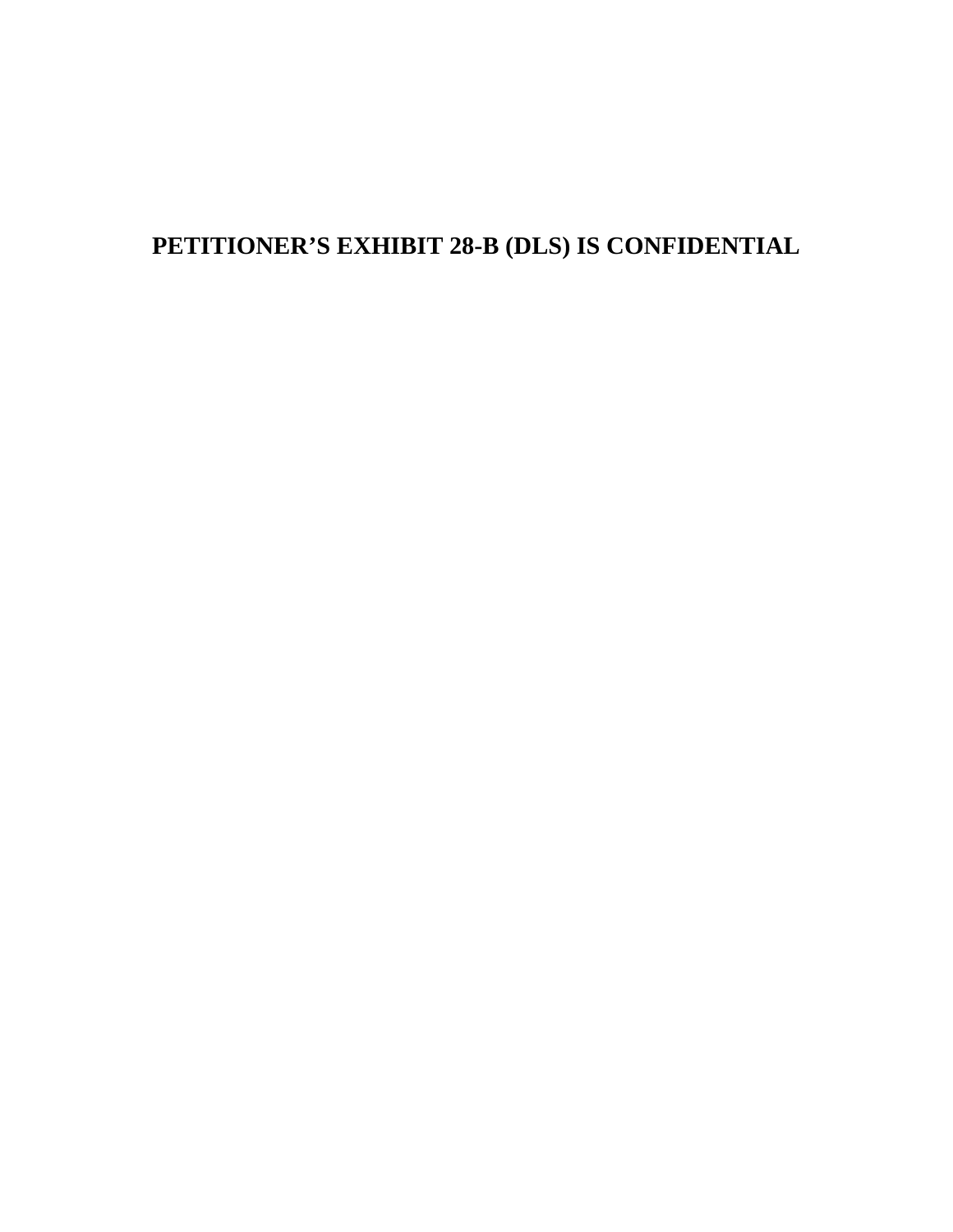**PETITIONER'S EXHIBIT 28-B (DLS) IS CONFIDENTIAL**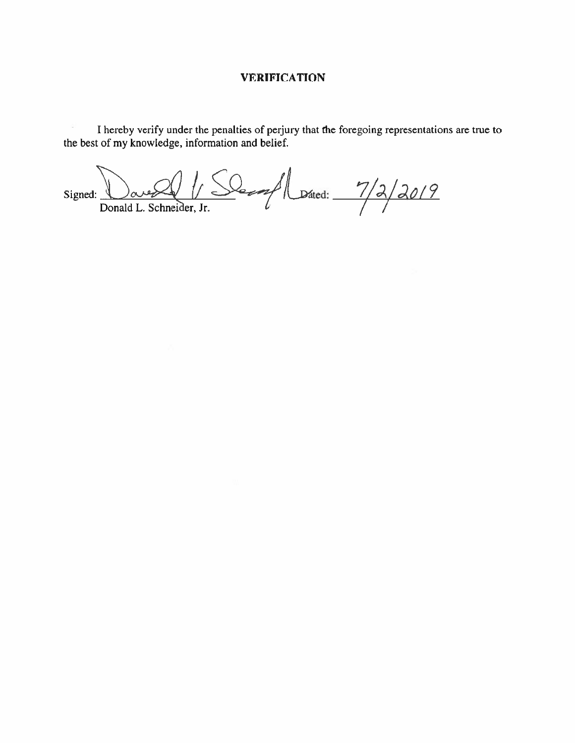## VERIFICATION

I hereby verify under the penalties of perjury that the foregoing representations are true to the best of my knowledge, information and belief.

Signed: ______________________ Dated: 7/2/2019

Donald L. Schneider, Jr.